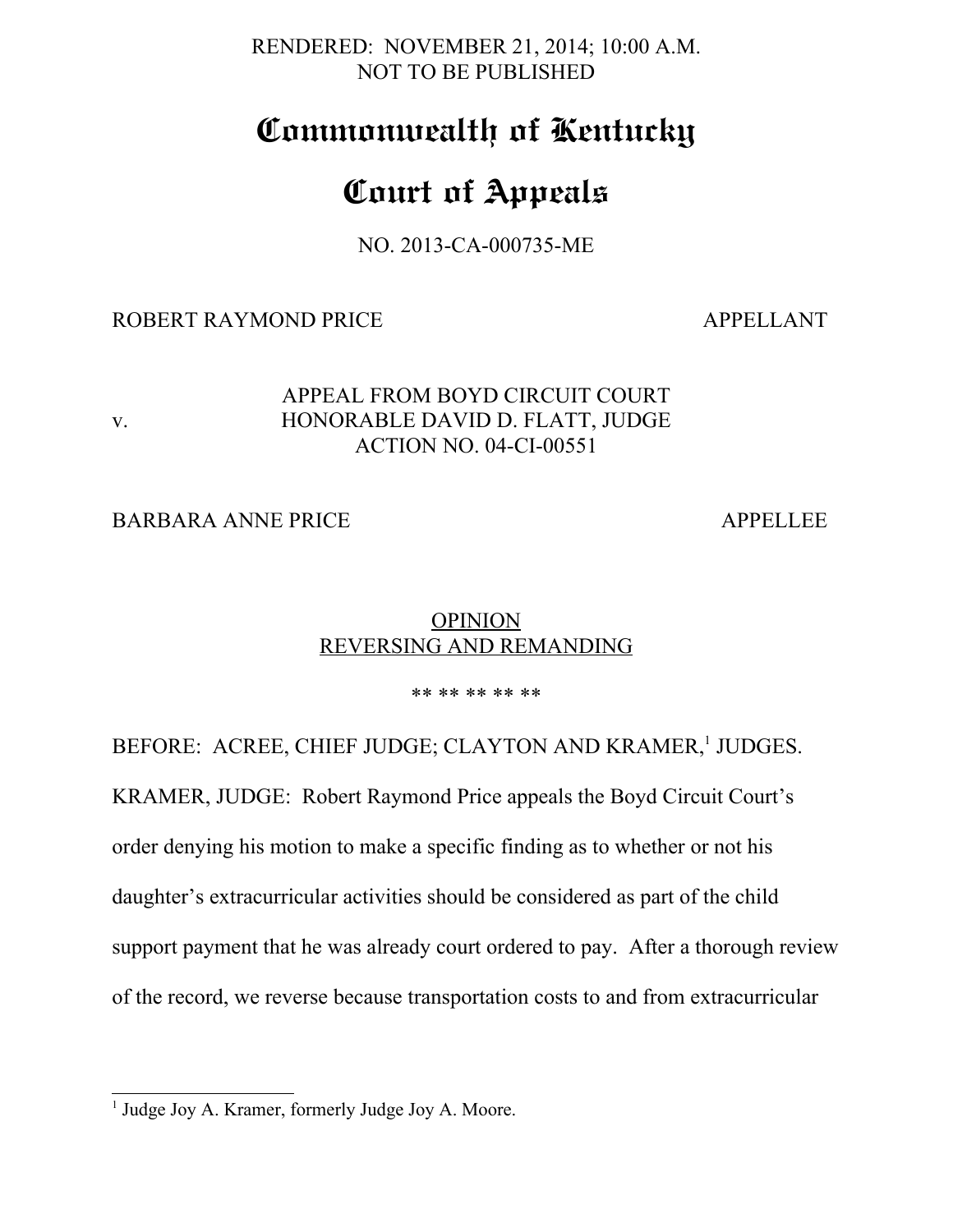RENDERED: NOVEMBER 21, 2014; 10:00 A.M.
NOT TO BE PUBLISHED

# Commonwealth of Kentucky

# Court of Appeals

NO. 2013-CA-000735-ME

ROBERT RAYMOND PRICE APPELLANT

v.

APPEAL FROM BOYD CIRCUIT COURT
HONORABLE DAVID D. FLATT, JUDGE
ACTION NO. 04-CI-00551

BARBARA ANNE PRICE APPELLEE

## OPINION
## REVERSING AND REMANDING

** ** ** ** **

BEFORE: ACREE, CHIEF JUDGE; CLAYTON AND KRAMER,[1] JUDGES.

KRAMER, JUDGE: Robert Raymond Price appeals the Boyd Circuit Court's order denying his motion to make a specific finding as to whether or not his daughter's extracurricular activities should be considered as part of the child support payment that he was already court ordered to pay. After a thorough review of the record, we reverse because transportation costs to and from extracurricular

---

[1] Judge Joy A. Kramer, formerly Judge Joy A. Moore.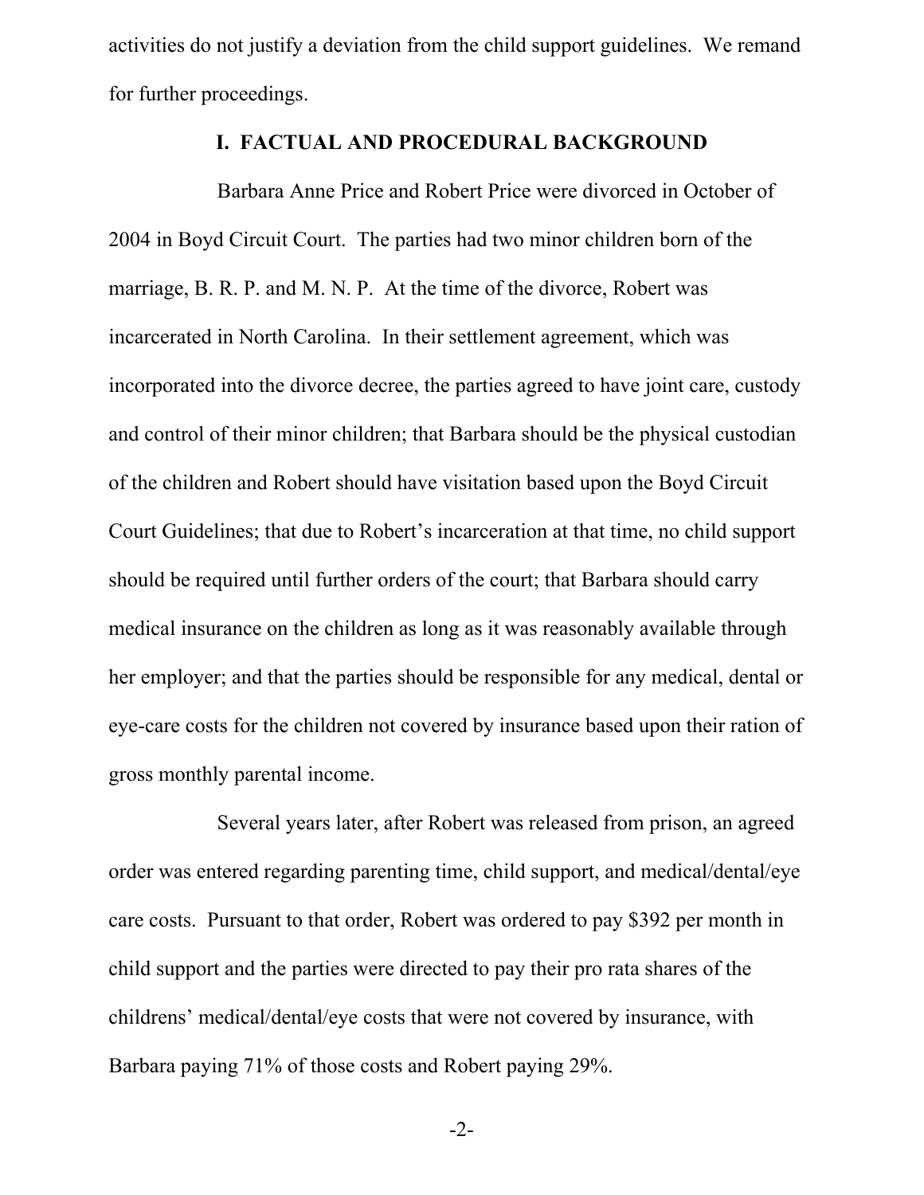activities do not justify a deviation from the child support guidelines. We remand for further proceedings.

## I. FACTUAL AND PROCEDURAL BACKGROUND

Barbara Anne Price and Robert Price were divorced in October of 2004 in Boyd Circuit Court. The parties had two minor children born of the marriage, B. R. P. and M. N. P. At the time of the divorce, Robert was incarcerated in North Carolina. In their settlement agreement, which was incorporated into the divorce decree, the parties agreed to have joint care, custody and control of their minor children; that Barbara should be the physical custodian of the children and Robert should have visitation based upon the Boyd Circuit Court Guidelines; that due to Robert's incarceration at that time, no child support should be required until further orders of the court; that Barbara should carry medical insurance on the children as long as it was reasonably available through her employer; and that the parties should be responsible for any medical, dental or eye-care costs for the children not covered by insurance based upon their ration of gross monthly parental income.

Several years later, after Robert was released from prison, an agreed order was entered regarding parenting time, child support, and medical/dental/eye care costs. Pursuant to that order, Robert was ordered to pay $392 per month in child support and the parties were directed to pay their pro rata shares of the childrens' medical/dental/eye costs that were not covered by insurance, with Barbara paying 71% of those costs and Robert paying 29%.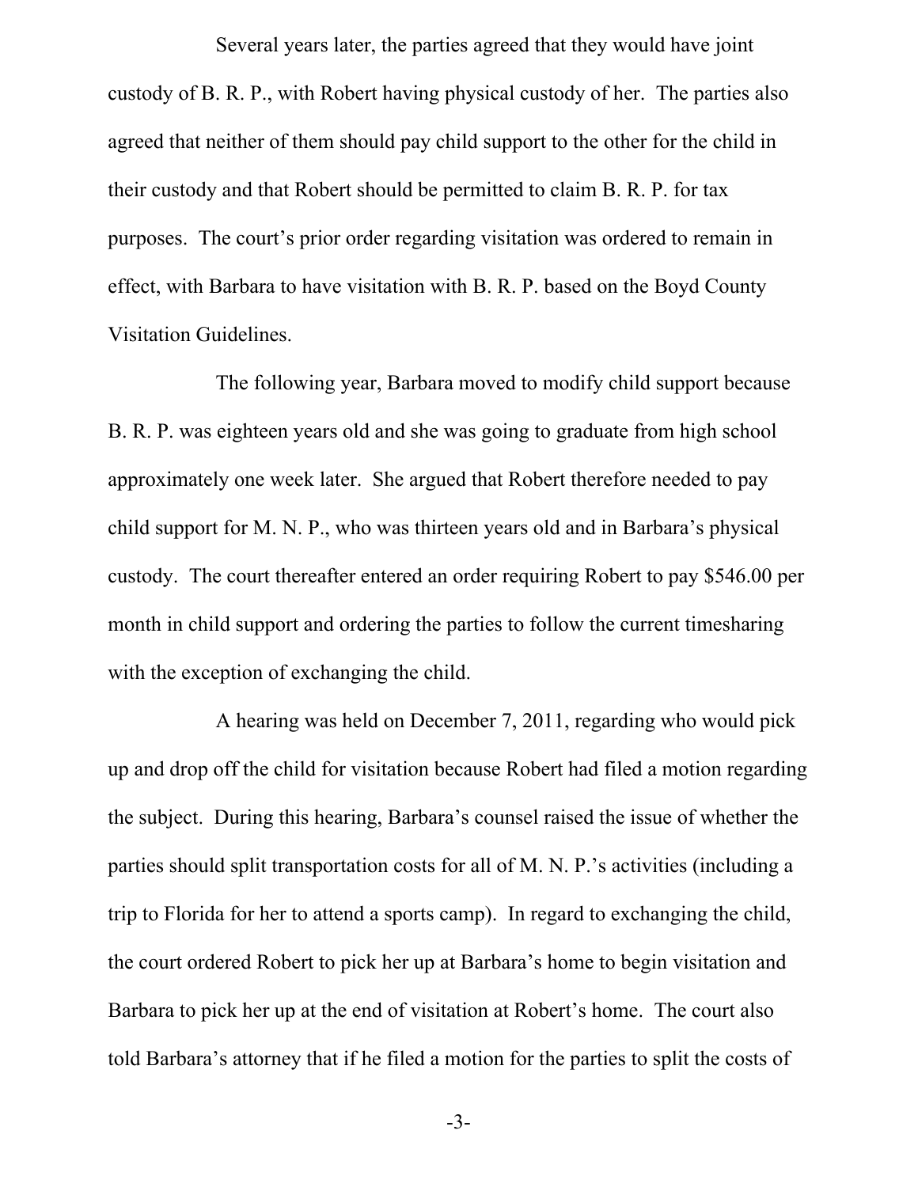Several years later, the parties agreed that they would have joint custody of B. R. P., with Robert having physical custody of her. The parties also agreed that neither of them should pay child support to the other for the child in their custody and that Robert should be permitted to claim B. R. P. for tax purposes. The court's prior order regarding visitation was ordered to remain in effect, with Barbara to have visitation with B. R. P. based on the Boyd County Visitation Guidelines.

The following year, Barbara moved to modify child support because B. R. P. was eighteen years old and she was going to graduate from high school approximately one week later. She argued that Robert therefore needed to pay child support for M. N. P., who was thirteen years old and in Barbara's physical custody. The court thereafter entered an order requiring Robert to pay $546.00 per month in child support and ordering the parties to follow the current timesharing with the exception of exchanging the child.

A hearing was held on December 7, 2011, regarding who would pick up and drop off the child for visitation because Robert had filed a motion regarding the subject. During this hearing, Barbara's counsel raised the issue of whether the parties should split transportation costs for all of M. N. P.'s activities (including a trip to Florida for her to attend a sports camp). In regard to exchanging the child, the court ordered Robert to pick her up at Barbara's home to begin visitation and Barbara to pick her up at the end of visitation at Robert's home. The court also told Barbara's attorney that if he filed a motion for the parties to split the costs of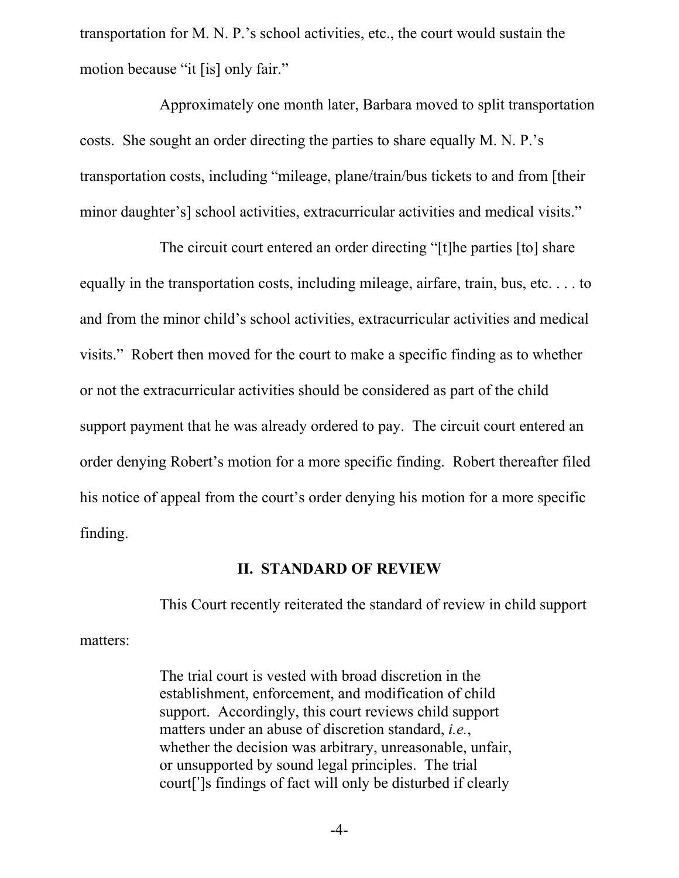transportation for M. N. P.'s school activities, etc., the court would sustain the motion because "it [is] only fair."

Approximately one month later, Barbara moved to split transportation costs. She sought an order directing the parties to share equally M. N. P.'s transportation costs, including "mileage, plane/train/bus tickets to and from [their minor daughter's] school activities, extracurricular activities and medical visits."

The circuit court entered an order directing "[t]he parties [to] share equally in the transportation costs, including mileage, airfare, train, bus, etc. . . . to and from the minor child's school activities, extracurricular activities and medical visits." Robert then moved for the court to make a specific finding as to whether or not the extracurricular activities should be considered as part of the child support payment that he was already ordered to pay. The circuit court entered an order denying Robert's motion for a more specific finding. Robert thereafter filed his notice of appeal from the court's order denying his motion for a more specific finding.

## II. STANDARD OF REVIEW

This Court recently reiterated the standard of review in child support matters:

> The trial court is vested with broad discretion in the establishment, enforcement, and modification of child support. Accordingly, this court reviews child support matters under an abuse of discretion standard, *i.e.*, whether the decision was arbitrary, unreasonable, unfair, or unsupported by sound legal principles. The trial court[']s findings of fact will only be disturbed if clearly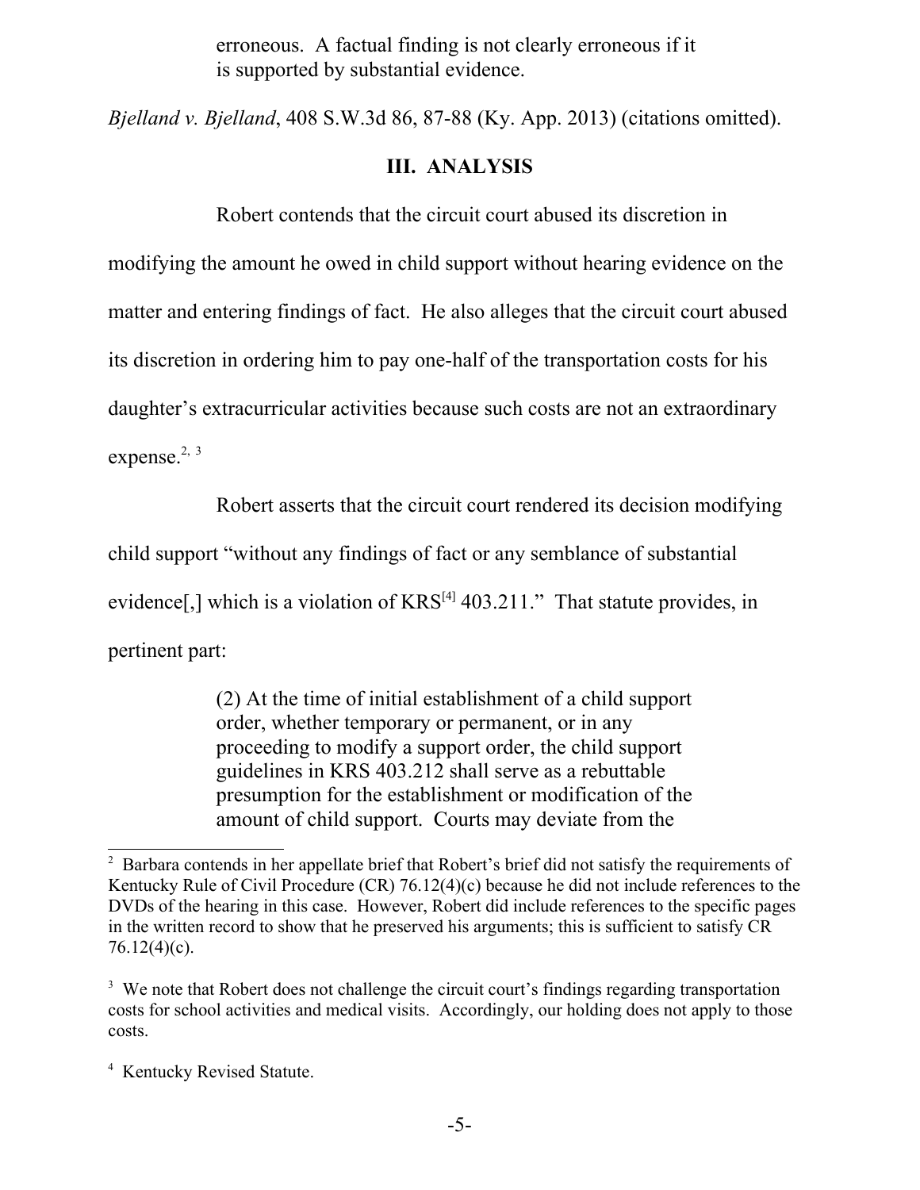> erroneous. A factual finding is not clearly erroneous if it is supported by substantial evidence.

*Bjelland v. Bjelland*, 408 S.W.3d 86, 87-88 (Ky. App. 2013) (citations omitted).

### III. ANALYSIS

Robert contends that the circuit court abused its discretion in modifying the amount he owed in child support without hearing evidence on the matter and entering findings of fact. He also alleges that the circuit court abused its discretion in ordering him to pay one-half of the transportation costs for his daughter's extracurricular activities because such costs are not an extraordinary expense.[2, 3]

Robert asserts that the circuit court rendered its decision modifying child support "without any findings of fact or any semblance of substantial evidence[,] which is a violation of KRS[4] 403.211." That statute provides, in pertinent part:

> (2) At the time of initial establishment of a child support order, whether temporary or permanent, or in any proceeding to modify a support order, the child support guidelines in KRS 403.212 shall serve as a rebuttable presumption for the establishment or modification of the amount of child support. Courts may deviate from the

---

[2] Barbara contends in her appellate brief that Robert's brief did not satisfy the requirements of Kentucky Rule of Civil Procedure (CR) 76.12(4)(c) because he did not include references to the DVDs of the hearing in this case. However, Robert did include references to the specific pages in the written record to show that he preserved his arguments; this is sufficient to satisfy CR 76.12(4)(c).

[3] We note that Robert does not challenge the circuit court's findings regarding transportation costs for school activities and medical visits. Accordingly, our holding does not apply to those costs.

[4] Kentucky Revised Statute.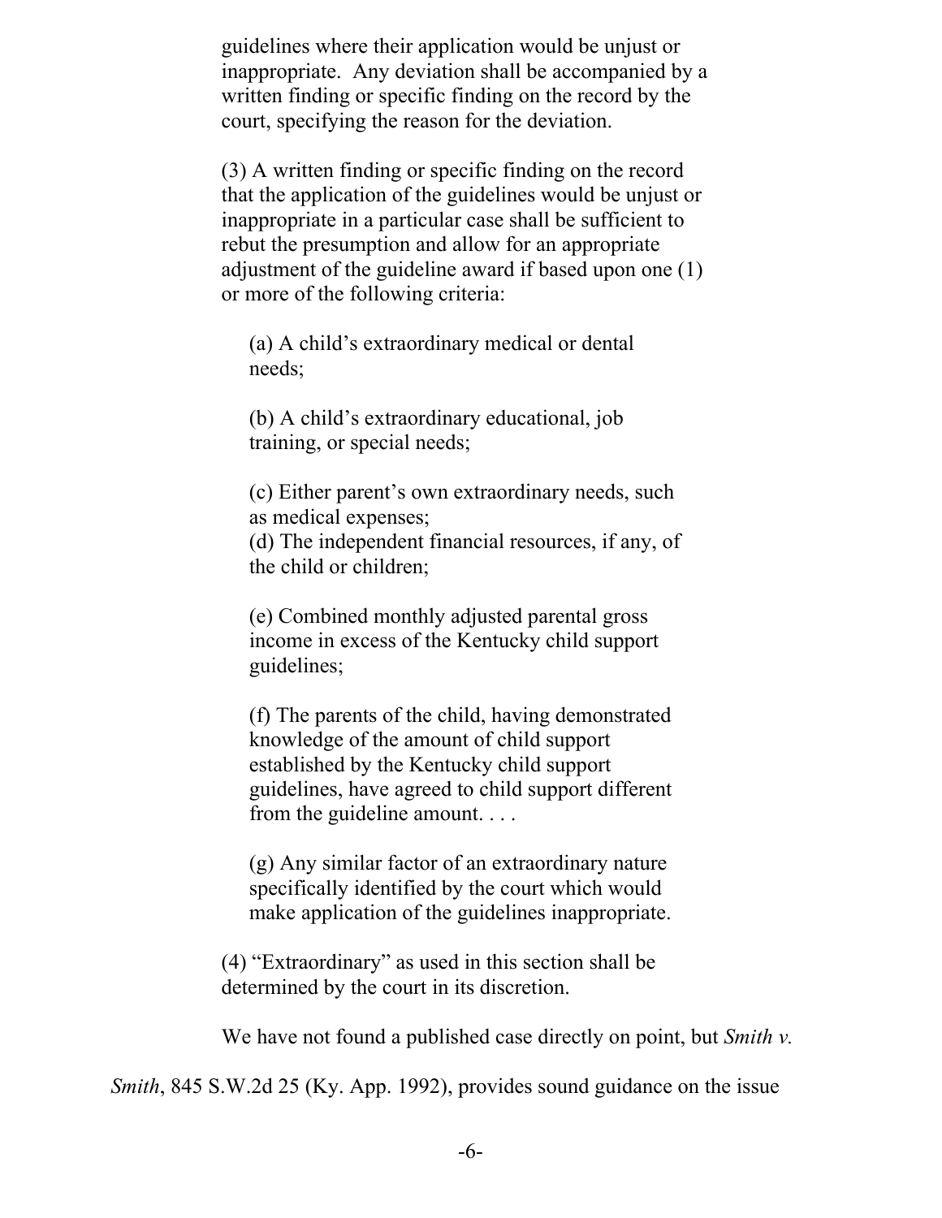guidelines where their application would be unjust or inappropriate. Any deviation shall be accompanied by a written finding or specific finding on the record by the court, specifying the reason for the deviation.

> (3) A written finding or specific finding on the record that the application of the guidelines would be unjust or inappropriate in a particular case shall be sufficient to rebut the presumption and allow for an appropriate adjustment of the guideline award if based upon one (1) or more of the following criteria:
>
> (a) A child's extraordinary medical or dental needs;
>
> (b) A child's extraordinary educational, job training, or special needs;
>
> (c) Either parent's own extraordinary needs, such as medical expenses;
> (d) The independent financial resources, if any, of the child or children;
>
> (e) Combined monthly adjusted parental gross income in excess of the Kentucky child support guidelines;
>
> (f) The parents of the child, having demonstrated knowledge of the amount of child support established by the Kentucky child support guidelines, have agreed to child support different from the guideline amount. . . .
>
> (g) Any similar factor of an extraordinary nature specifically identified by the court which would make application of the guidelines inappropriate.
>
> (4) "Extraordinary" as used in this section shall be determined by the court in its discretion.

We have not found a published case directly on point, but *Smith v. Smith*, 845 S.W.2d 25 (Ky. App. 1992), provides sound guidance on the issue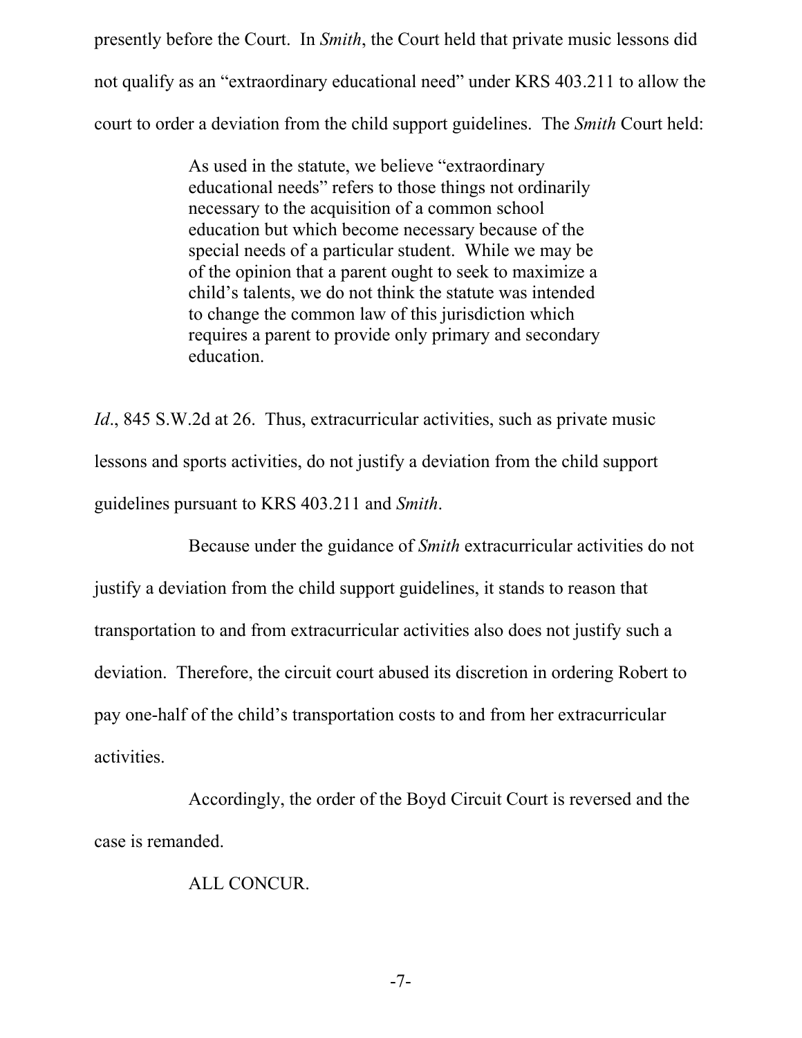presently before the Court. In *Smith*, the Court held that private music lessons did not qualify as an "extraordinary educational need" under KRS 403.211 to allow the court to order a deviation from the child support guidelines. The *Smith* Court held:

> As used in the statute, we believe "extraordinary educational needs" refers to those things not ordinarily necessary to the acquisition of a common school education but which become necessary because of the special needs of a particular student. While we may be of the opinion that a parent ought to seek to maximize a child's talents, we do not think the statute was intended to change the common law of this jurisdiction which requires a parent to provide only primary and secondary education.

*Id*., 845 S.W.2d at 26. Thus, extracurricular activities, such as private music lessons and sports activities, do not justify a deviation from the child support guidelines pursuant to KRS 403.211 and *Smith*.

Because under the guidance of *Smith* extracurricular activities do not justify a deviation from the child support guidelines, it stands to reason that transportation to and from extracurricular activities also does not justify such a deviation. Therefore, the circuit court abused its discretion in ordering Robert to pay one-half of the child's transportation costs to and from her extracurricular activities.

Accordingly, the order of the Boyd Circuit Court is reversed and the case is remanded.

ALL CONCUR.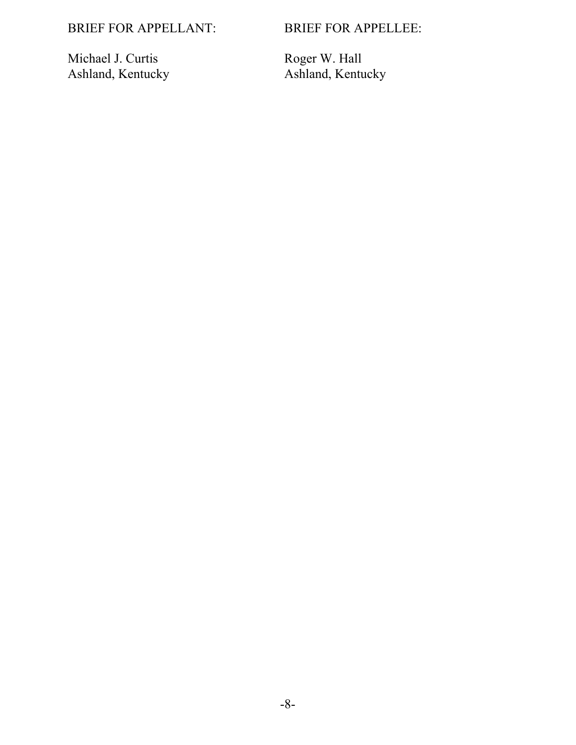| BRIEF FOR APPELLANT: | BRIEF FOR APPELLEE: |
| --- | --- |
| Michael J. Curtis<br>Ashland, Kentucky | Roger W. Hall<br>Ashland, Kentucky |